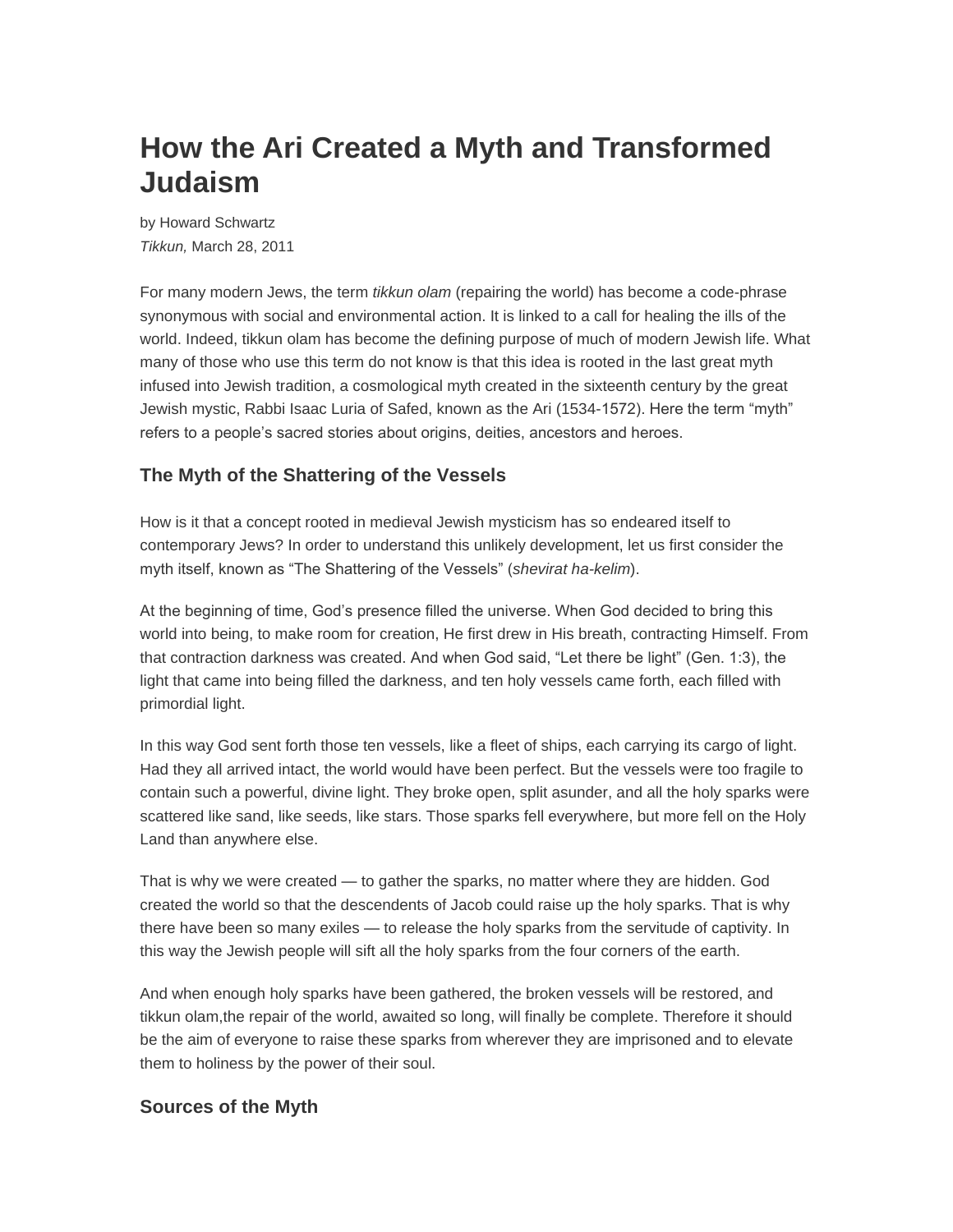# How the Ari Created a Myth and Transformed Judaism

by Howard Schwartz
*Tikkun,* March 28, 2011

For many modern Jews, the term *tikkun olam* (repairing the world) has become a code-phrase synonymous with social and environmental action. It is linked to a call for healing the ills of the world. Indeed, tikkun olam has become the defining purpose of much of modern Jewish life. What many of those who use this term do not know is that this idea is rooted in the last great myth infused into Jewish tradition, a cosmological myth created in the sixteenth century by the great Jewish mystic, Rabbi Isaac Luria of Safed, known as the Ari (1534-1572). Here the term "myth" refers to a people's sacred stories about origins, deities, ancestors and heroes.

### The Myth of the Shattering of the Vessels

How is it that a concept rooted in medieval Jewish mysticism has so endeared itself to contemporary Jews? In order to understand this unlikely development, let us first consider the myth itself, known as "The Shattering of the Vessels" (*shevirat ha-kelim*).

At the beginning of time, God's presence filled the universe. When God decided to bring this world into being, to make room for creation, He first drew in His breath, contracting Himself. From that contraction darkness was created. And when God said, "Let there be light" (Gen. 1:3), the light that came into being filled the darkness, and ten holy vessels came forth, each filled with primordial light.

In this way God sent forth those ten vessels, like a fleet of ships, each carrying its cargo of light. Had they all arrived intact, the world would have been perfect. But the vessels were too fragile to contain such a powerful, divine light. They broke open, split asunder, and all the holy sparks were scattered like sand, like seeds, like stars. Those sparks fell everywhere, but more fell on the Holy Land than anywhere else.

That is why we were created — to gather the sparks, no matter where they are hidden. God created the world so that the descendents of Jacob could raise up the holy sparks. That is why there have been so many exiles — to release the holy sparks from the servitude of captivity. In this way the Jewish people will sift all the holy sparks from the four corners of the earth.

And when enough holy sparks have been gathered, the broken vessels will be restored, and tikkun olam,the repair of the world, awaited so long, will finally be complete. Therefore it should be the aim of everyone to raise these sparks from wherever they are imprisoned and to elevate them to holiness by the power of their soul.

### Sources of the Myth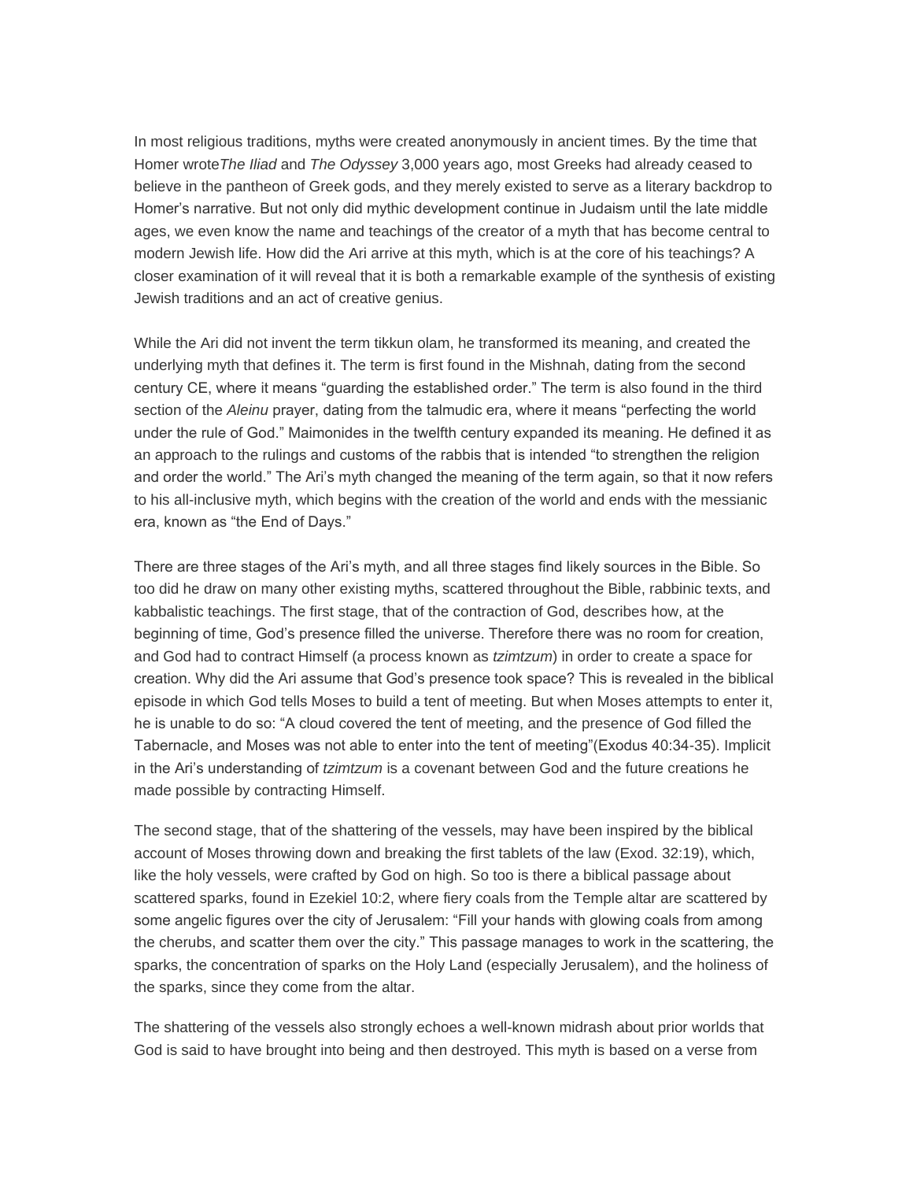In most religious traditions, myths were created anonymously in ancient times. By the time that Homer wrote*The Iliad* and *The Odyssey* 3,000 years ago, most Greeks had already ceased to believe in the pantheon of Greek gods, and they merely existed to serve as a literary backdrop to Homer's narrative. But not only did mythic development continue in Judaism until the late middle ages, we even know the name and teachings of the creator of a myth that has become central to modern Jewish life. How did the Ari arrive at this myth, which is at the core of his teachings? A closer examination of it will reveal that it is both a remarkable example of the synthesis of existing Jewish traditions and an act of creative genius.

While the Ari did not invent the term tikkun olam, he transformed its meaning, and created the underlying myth that defines it. The term is first found in the Mishnah, dating from the second century CE, where it means "guarding the established order." The term is also found in the third section of the *Aleinu* prayer, dating from the talmudic era, where it means "perfecting the world under the rule of God." Maimonides in the twelfth century expanded its meaning. He defined it as an approach to the rulings and customs of the rabbis that is intended "to strengthen the religion and order the world." The Ari's myth changed the meaning of the term again, so that it now refers to his all-inclusive myth, which begins with the creation of the world and ends with the messianic era, known as "the End of Days."

There are three stages of the Ari's myth, and all three stages find likely sources in the Bible. So too did he draw on many other existing myths, scattered throughout the Bible, rabbinic texts, and kabbalistic teachings. The first stage, that of the contraction of God, describes how, at the beginning of time, God's presence filled the universe. Therefore there was no room for creation, and God had to contract Himself (a process known as *tzimtzum*) in order to create a space for creation. Why did the Ari assume that God's presence took space? This is revealed in the biblical episode in which God tells Moses to build a tent of meeting. But when Moses attempts to enter it, he is unable to do so: "A cloud covered the tent of meeting, and the presence of God filled the Tabernacle, and Moses was not able to enter into the tent of meeting"(Exodus 40:34-35). Implicit in the Ari's understanding of *tzimtzum* is a covenant between God and the future creations he made possible by contracting Himself.

The second stage, that of the shattering of the vessels, may have been inspired by the biblical account of Moses throwing down and breaking the first tablets of the law (Exod. 32:19), which, like the holy vessels, were crafted by God on high. So too is there a biblical passage about scattered sparks, found in Ezekiel 10:2, where fiery coals from the Temple altar are scattered by some angelic figures over the city of Jerusalem: "Fill your hands with glowing coals from among the cherubs, and scatter them over the city." This passage manages to work in the scattering, the sparks, the concentration of sparks on the Holy Land (especially Jerusalem), and the holiness of the sparks, since they come from the altar.

The shattering of the vessels also strongly echoes a well-known midrash about prior worlds that God is said to have brought into being and then destroyed. This myth is based on a verse from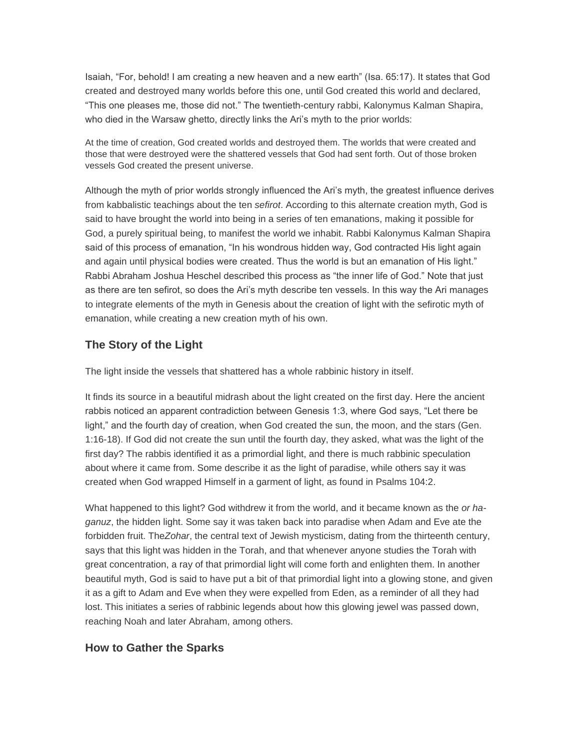Isaiah, “For, behold! I am creating a new heaven and a new earth” (Isa. 65:17). It states that God created and destroyed many worlds before this one, until God created this world and declared, “This one pleases me, those did not.” The twentieth-century rabbi, Kalonymus Kalman Shapira, who died in the Warsaw ghetto, directly links the Ari’s myth to the prior worlds:

> At the time of creation, God created worlds and destroyed them. The worlds that were created and those that were destroyed were the shattered vessels that God had sent forth. Out of those broken vessels God created the present universe.

Although the myth of prior worlds strongly influenced the Ari’s myth, the greatest influence derives from kabbalistic teachings about the ten *sefirot*. According to this alternate creation myth, God is said to have brought the world into being in a series of ten emanations, making it possible for God, a purely spiritual being, to manifest the world we inhabit. Rabbi Kalonymus Kalman Shapira said of this process of emanation, “In his wondrous hidden way, God contracted His light again and again until physical bodies were created. Thus the world is but an emanation of His light.” Rabbi Abraham Joshua Heschel described this process as “the inner life of God.” Note that just as there are ten sefirot, so does the Ari’s myth describe ten vessels. In this way the Ari manages to integrate elements of the myth in Genesis about the creation of light with the sefirotic myth of emanation, while creating a new creation myth of his own.

## The Story of the Light

The light inside the vessels that shattered has a whole rabbinic history in itself.

It finds its source in a beautiful midrash about the light created on the first day. Here the ancient rabbis noticed an apparent contradiction between Genesis 1:3, where God says, “Let there be light,” and the fourth day of creation, when God created the sun, the moon, and the stars (Gen. 1:16-18). If God did not create the sun until the fourth day, they asked, what was the light of the first day? The rabbis identified it as a primordial light, and there is much rabbinic speculation about where it came from. Some describe it as the light of paradise, while others say it was created when God wrapped Himself in a garment of light, as found in Psalms 104:2.

What happened to this light? God withdrew it from the world, and it became known as the *or ha-ganuz*, the hidden light. Some say it was taken back into paradise when Adam and Eve ate the forbidden fruit. The*Zohar*, the central text of Jewish mysticism, dating from the thirteenth century, says that this light was hidden in the Torah, and that whenever anyone studies the Torah with great concentration, a ray of that primordial light will come forth and enlighten them. In another beautiful myth, God is said to have put a bit of that primordial light into a glowing stone, and given it as a gift to Adam and Eve when they were expelled from Eden, as a reminder of all they had lost. This initiates a series of rabbinic legends about how this glowing jewel was passed down, reaching Noah and later Abraham, among others.

## How to Gather the Sparks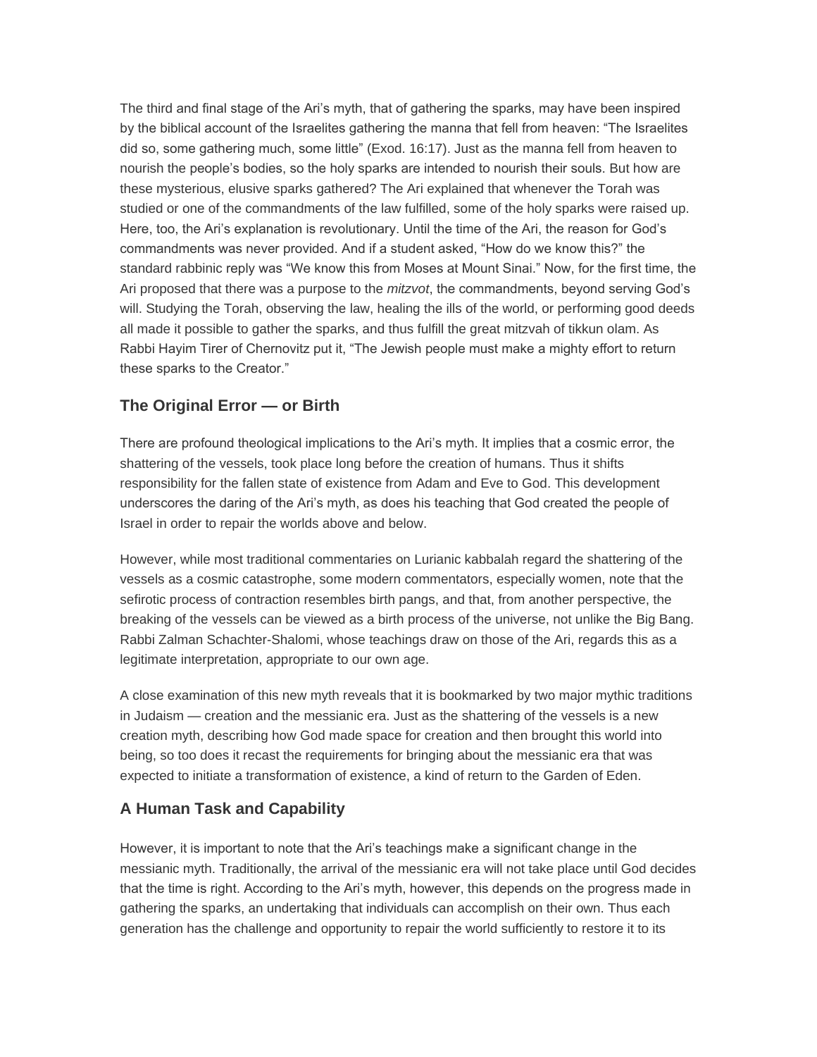The third and final stage of the Ari's myth, that of gathering the sparks, may have been inspired by the biblical account of the Israelites gathering the manna that fell from heaven: "The Israelites did so, some gathering much, some little" (Exod. 16:17). Just as the manna fell from heaven to nourish the people's bodies, so the holy sparks are intended to nourish their souls. But how are these mysterious, elusive sparks gathered? The Ari explained that whenever the Torah was studied or one of the commandments of the law fulfilled, some of the holy sparks were raised up. Here, too, the Ari's explanation is revolutionary. Until the time of the Ari, the reason for God's commandments was never provided. And if a student asked, "How do we know this?" the standard rabbinic reply was "We know this from Moses at Mount Sinai." Now, for the first time, the Ari proposed that there was a purpose to the *mitzvot*, the commandments, beyond serving God's will. Studying the Torah, observing the law, healing the ills of the world, or performing good deeds all made it possible to gather the sparks, and thus fulfill the great mitzvah of tikkun olam. As Rabbi Hayim Tirer of Chernovitz put it, "The Jewish people must make a mighty effort to return these sparks to the Creator."

### The Original Error — or Birth

There are profound theological implications to the Ari's myth. It implies that a cosmic error, the shattering of the vessels, took place long before the creation of humans. Thus it shifts responsibility for the fallen state of existence from Adam and Eve to God. This development underscores the daring of the Ari's myth, as does his teaching that God created the people of Israel in order to repair the worlds above and below.

However, while most traditional commentaries on Lurianic kabbalah regard the shattering of the vessels as a cosmic catastrophe, some modern commentators, especially women, note that the sefirotic process of contraction resembles birth pangs, and that, from another perspective, the breaking of the vessels can be viewed as a birth process of the universe, not unlike the Big Bang. Rabbi Zalman Schachter-Shalomi, whose teachings draw on those of the Ari, regards this as a legitimate interpretation, appropriate to our own age.

A close examination of this new myth reveals that it is bookmarked by two major mythic traditions in Judaism — creation and the messianic era. Just as the shattering of the vessels is a new creation myth, describing how God made space for creation and then brought this world into being, so too does it recast the requirements for bringing about the messianic era that was expected to initiate a transformation of existence, a kind of return to the Garden of Eden.

### A Human Task and Capability

However, it is important to note that the Ari's teachings make a significant change in the messianic myth. Traditionally, the arrival of the messianic era will not take place until God decides that the time is right. According to the Ari's myth, however, this depends on the progress made in gathering the sparks, an undertaking that individuals can accomplish on their own. Thus each generation has the challenge and opportunity to repair the world sufficiently to restore it to its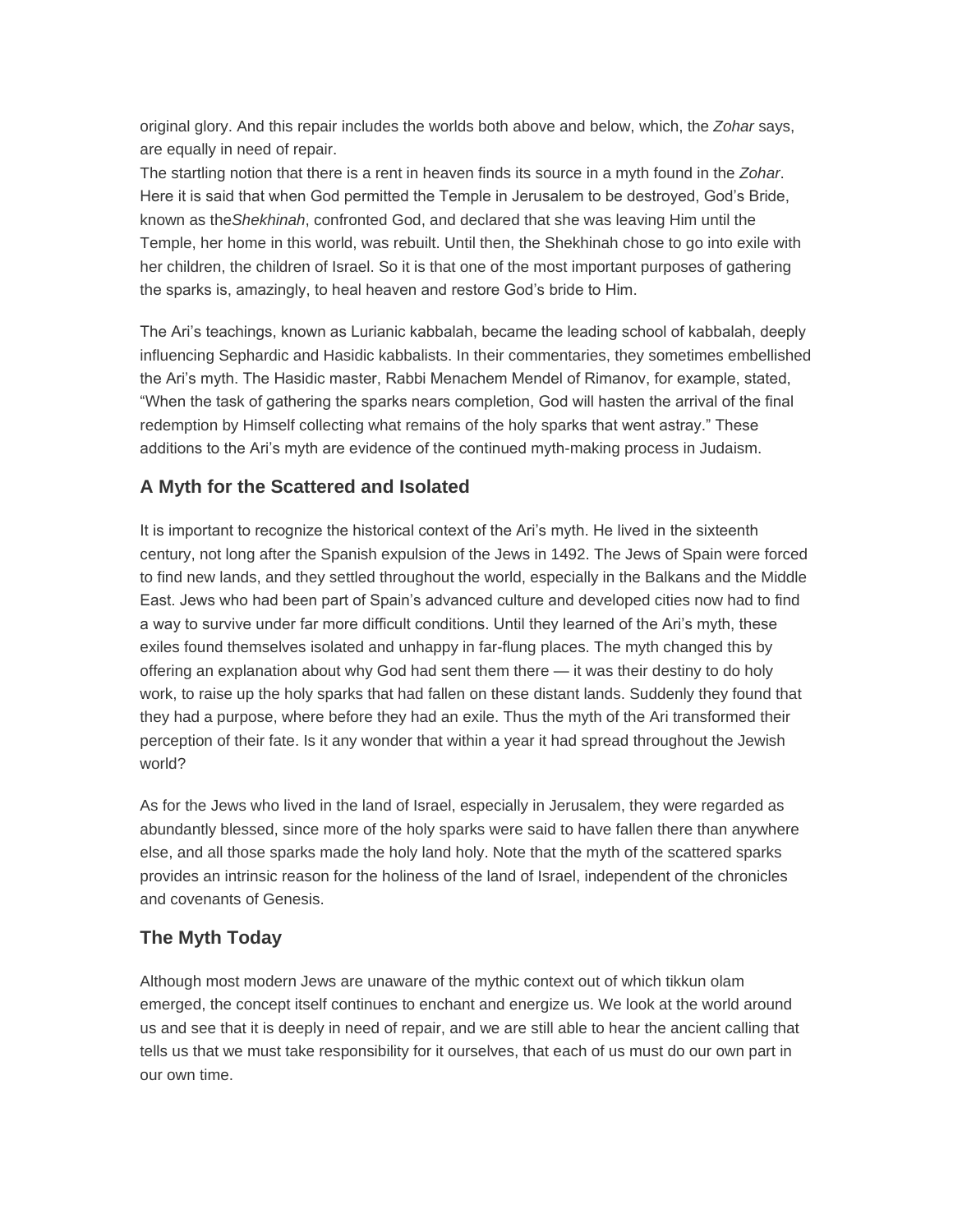original glory. And this repair includes the worlds both above and below, which, the *Zohar* says, are equally in need of repair.

The startling notion that there is a rent in heaven finds its source in a myth found in the *Zohar*. Here it is said that when God permitted the Temple in Jerusalem to be destroyed, God's Bride, known as the*Shekhinah*, confronted God, and declared that she was leaving Him until the Temple, her home in this world, was rebuilt. Until then, the Shekhinah chose to go into exile with her children, the children of Israel. So it is that one of the most important purposes of gathering the sparks is, amazingly, to heal heaven and restore God's bride to Him.

The Ari's teachings, known as Lurianic kabbalah, became the leading school of kabbalah, deeply influencing Sephardic and Hasidic kabbalists. In their commentaries, they sometimes embellished the Ari's myth. The Hasidic master, Rabbi Menachem Mendel of Rimanov, for example, stated, "When the task of gathering the sparks nears completion, God will hasten the arrival of the final redemption by Himself collecting what remains of the holy sparks that went astray." These additions to the Ari's myth are evidence of the continued myth-making process in Judaism.

## A Myth for the Scattered and Isolated

It is important to recognize the historical context of the Ari's myth. He lived in the sixteenth century, not long after the Spanish expulsion of the Jews in 1492. The Jews of Spain were forced to find new lands, and they settled throughout the world, especially in the Balkans and the Middle East. Jews who had been part of Spain's advanced culture and developed cities now had to find a way to survive under far more difficult conditions. Until they learned of the Ari's myth, these exiles found themselves isolated and unhappy in far-flung places. The myth changed this by offering an explanation about why God had sent them there — it was their destiny to do holy work, to raise up the holy sparks that had fallen on these distant lands. Suddenly they found that they had a purpose, where before they had an exile. Thus the myth of the Ari transformed their perception of their fate. Is it any wonder that within a year it had spread throughout the Jewish world?

As for the Jews who lived in the land of Israel, especially in Jerusalem, they were regarded as abundantly blessed, since more of the holy sparks were said to have fallen there than anywhere else, and all those sparks made the holy land holy. Note that the myth of the scattered sparks provides an intrinsic reason for the holiness of the land of Israel, independent of the chronicles and covenants of Genesis.

## The Myth Today

Although most modern Jews are unaware of the mythic context out of which tikkun olam emerged, the concept itself continues to enchant and energize us. We look at the world around us and see that it is deeply in need of repair, and we are still able to hear the ancient calling that tells us that we must take responsibility for it ourselves, that each of us must do our own part in our own time.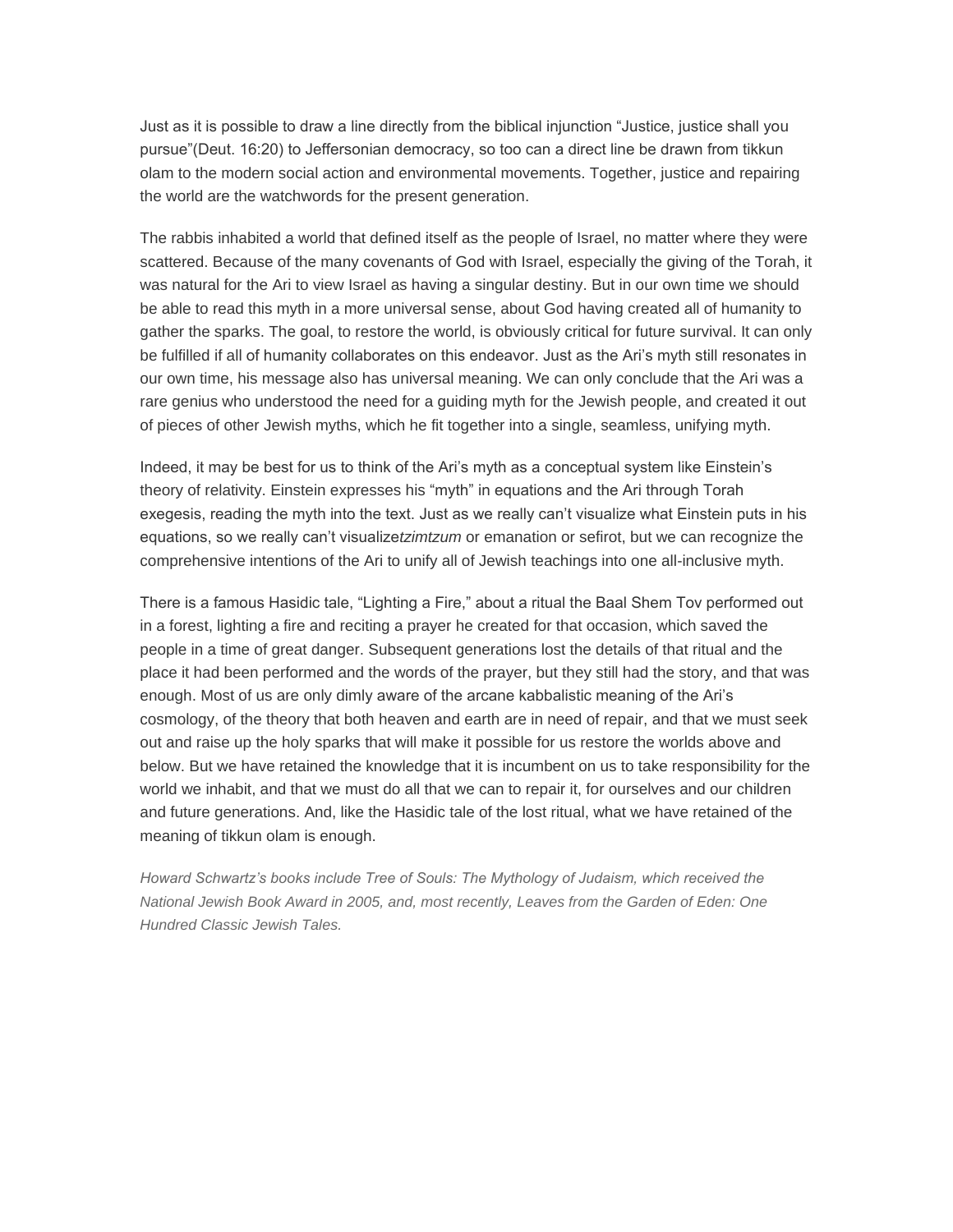Just as it is possible to draw a line directly from the biblical injunction “Justice, justice shall you pursue”(Deut. 16:20) to Jeffersonian democracy, so too can a direct line be drawn from tikkun olam to the modern social action and environmental movements. Together, justice and repairing the world are the watchwords for the present generation.

The rabbis inhabited a world that defined itself as the people of Israel, no matter where they were scattered. Because of the many covenants of God with Israel, especially the giving of the Torah, it was natural for the Ari to view Israel as having a singular destiny. But in our own time we should be able to read this myth in a more universal sense, about God having created all of humanity to gather the sparks. The goal, to restore the world, is obviously critical for future survival. It can only be fulfilled if all of humanity collaborates on this endeavor. Just as the Ari’s myth still resonates in our own time, his message also has universal meaning. We can only conclude that the Ari was a rare genius who understood the need for a guiding myth for the Jewish people, and created it out of pieces of other Jewish myths, which he fit together into a single, seamless, unifying myth.

Indeed, it may be best for us to think of the Ari’s myth as a conceptual system like Einstein’s theory of relativity. Einstein expresses his “myth” in equations and the Ari through Torah exegesis, reading the myth into the text. Just as we really can’t visualize what Einstein puts in his equations, so we really can’t visualize*tzimtzum* or emanation or sefirot, but we can recognize the comprehensive intentions of the Ari to unify all of Jewish teachings into one all-inclusive myth.

There is a famous Hasidic tale, “Lighting a Fire,” about a ritual the Baal Shem Tov performed out in a forest, lighting a fire and reciting a prayer he created for that occasion, which saved the people in a time of great danger. Subsequent generations lost the details of that ritual and the place it had been performed and the words of the prayer, but they still had the story, and that was enough. Most of us are only dimly aware of the arcane kabbalistic meaning of the Ari’s cosmology, of the theory that both heaven and earth are in need of repair, and that we must seek out and raise up the holy sparks that will make it possible for us restore the worlds above and below. But we have retained the knowledge that it is incumbent on us to take responsibility for the world we inhabit, and that we must do all that we can to repair it, for ourselves and our children and future generations. And, like the Hasidic tale of the lost ritual, what we have retained of the meaning of tikkun olam is enough.

*Howard Schwartz’s books include Tree of Souls: The Mythology of Judaism, which received the National Jewish Book Award in 2005, and, most recently, Leaves from the Garden of Eden: One Hundred Classic Jewish Tales.*